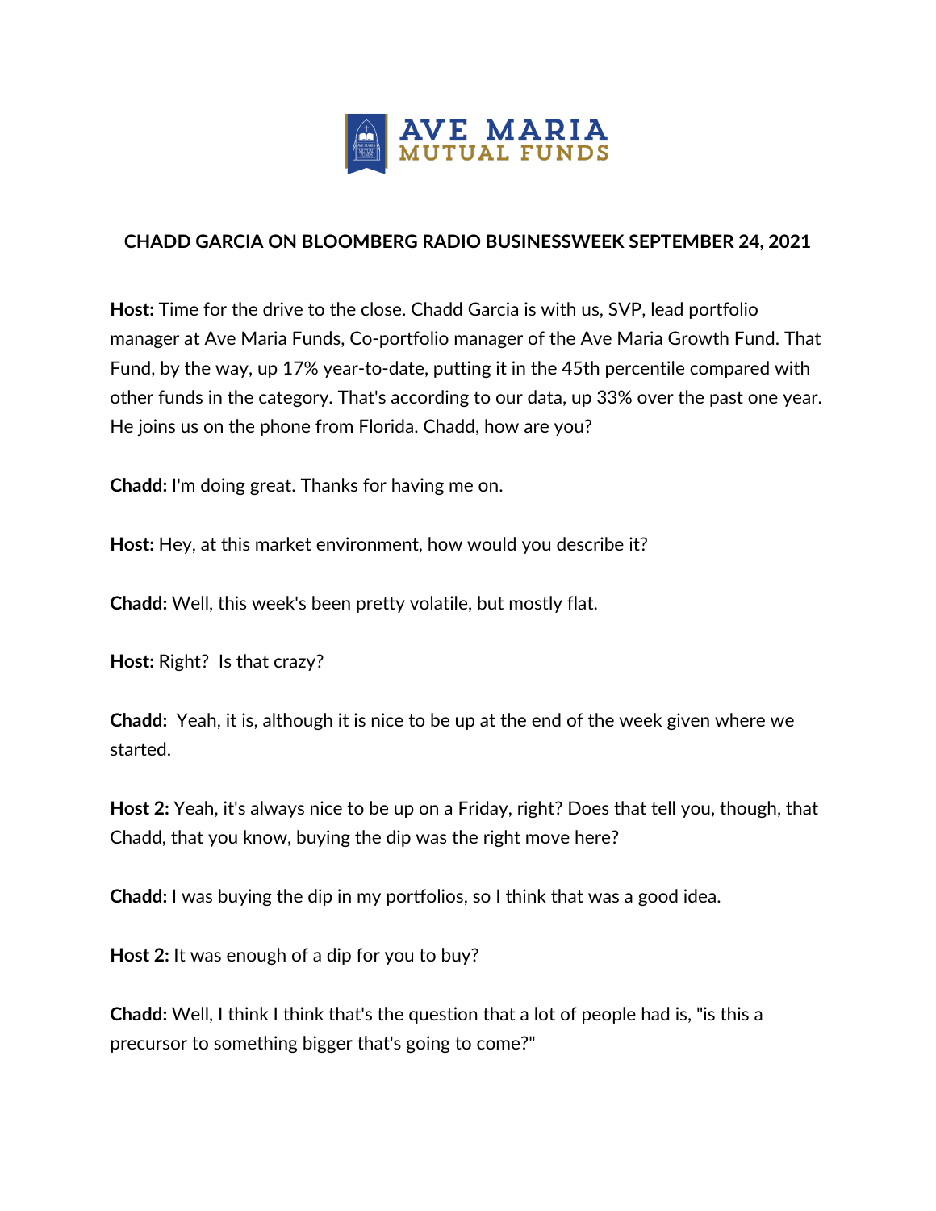# CHADD GARCIA ON BLOOMBERG RADIO BUSINESSWEEK SEPTEMBER 24, 2021

**Host:** Time for the drive to the close. Chadd Garcia is with us, SVP, lead portfolio manager at Ave Maria Funds, Co-portfolio manager of the Ave Maria Growth Fund. That Fund, by the way, up 17% year-to-date, putting it in the 45th percentile compared with other funds in the category. That's according to our data, up 33% over the past one year. He joins us on the phone from Florida. Chadd, how are you?

**Chadd:** I'm doing great. Thanks for having me on.

**Host:** Hey, at this market environment, how would you describe it?

**Chadd:** Well, this week's been pretty volatile, but mostly flat.

**Host:** Right? Is that crazy?

**Chadd:** Yeah, it is, although it is nice to be up at the end of the week given where we started.

**Host 2:** Yeah, it's always nice to be up on a Friday, right? Does that tell you, though, that Chadd, that you know, buying the dip was the right move here?

**Chadd:** I was buying the dip in my portfolios, so I think that was a good idea.

**Host 2:** It was enough of a dip for you to buy?

**Chadd:** Well, I think I think that's the question that a lot of people had is, "is this a precursor to something bigger that's going to come?"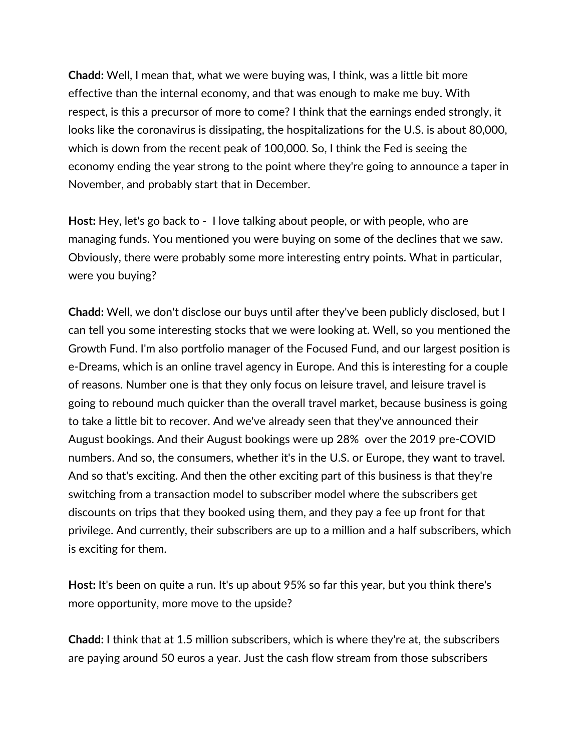**Chadd:** Well, I mean that, what we were buying was, I think, was a little bit more effective than the internal economy, and that was enough to make me buy. With respect, is this a precursor of more to come? I think that the earnings ended strongly, it looks like the coronavirus is dissipating, the hospitalizations for the U.S. is about 80,000, which is down from the recent peak of 100,000. So, I think the Fed is seeing the economy ending the year strong to the point where they're going to announce a taper in November, and probably start that in December.

**Host:** Hey, let's go back to - I love talking about people, or with people, who are managing funds. You mentioned you were buying on some of the declines that we saw. Obviously, there were probably some more interesting entry points. What in particular, were you buying?

**Chadd:** Well, we don't disclose our buys until after they've been publicly disclosed, but I can tell you some interesting stocks that we were looking at. Well, so you mentioned the Growth Fund. I'm also portfolio manager of the Focused Fund, and our largest position is e-Dreams, which is an online travel agency in Europe. And this is interesting for a couple of reasons. Number one is that they only focus on leisure travel, and leisure travel is going to rebound much quicker than the overall travel market, because business is going to take a little bit to recover. And we've already seen that they've announced their August bookings. And their August bookings were up 28% over the 2019 pre-COVID numbers. And so, the consumers, whether it's in the U.S. or Europe, they want to travel. And so that's exciting. And then the other exciting part of this business is that they're switching from a transaction model to subscriber model where the subscribers get discounts on trips that they booked using them, and they pay a fee up front for that privilege. And currently, their subscribers are up to a million and a half subscribers, which is exciting for them.

**Host:** It's been on quite a run. It's up about 95% so far this year, but you think there's more opportunity, more move to the upside?

**Chadd:** I think that at 1.5 million subscribers, which is where they're at, the subscribers are paying around 50 euros a year. Just the cash flow stream from those subscribers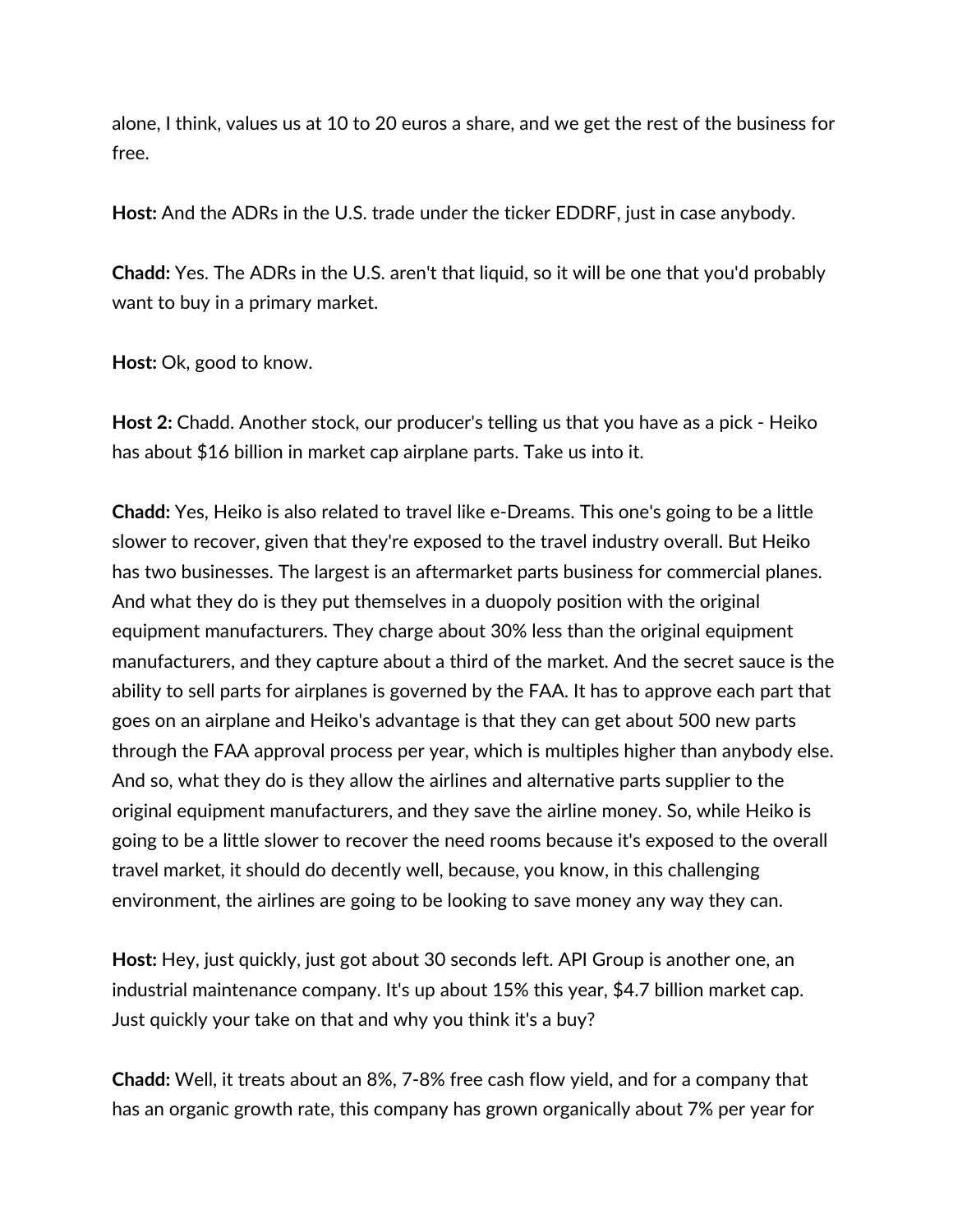alone, I think, values us at 10 to 20 euros a share, and we get the rest of the business for free.

**Host:** And the ADRs in the U.S. trade under the ticker EDDRF, just in case anybody.

**Chadd:** Yes. The ADRs in the U.S. aren't that liquid, so it will be one that you'd probably want to buy in a primary market.

**Host:** Ok, good to know.

**Host 2:** Chadd. Another stock, our producer's telling us that you have as a pick - Heiko has about $16 billion in market cap airplane parts. Take us into it.

**Chadd:** Yes, Heiko is also related to travel like e-Dreams. This one's going to be a little slower to recover, given that they're exposed to the travel industry overall. But Heiko has two businesses. The largest is an aftermarket parts business for commercial planes. And what they do is they put themselves in a duopoly position with the original equipment manufacturers. They charge about 30% less than the original equipment manufacturers, and they capture about a third of the market. And the secret sauce is the ability to sell parts for airplanes is governed by the FAA. It has to approve each part that goes on an airplane and Heiko's advantage is that they can get about 500 new parts through the FAA approval process per year, which is multiples higher than anybody else. And so, what they do is they allow the airlines and alternative parts supplier to the original equipment manufacturers, and they save the airline money. So, while Heiko is going to be a little slower to recover the need rooms because it's exposed to the overall travel market, it should do decently well, because, you know, in this challenging environment, the airlines are going to be looking to save money any way they can.

**Host:** Hey, just quickly, just got about 30 seconds left. API Group is another one, an industrial maintenance company. It's up about 15% this year, $4.7 billion market cap. Just quickly your take on that and why you think it's a buy?

**Chadd:** Well, it treats about an 8%, 7-8% free cash flow yield, and for a company that has an organic growth rate, this company has grown organically about 7% per year for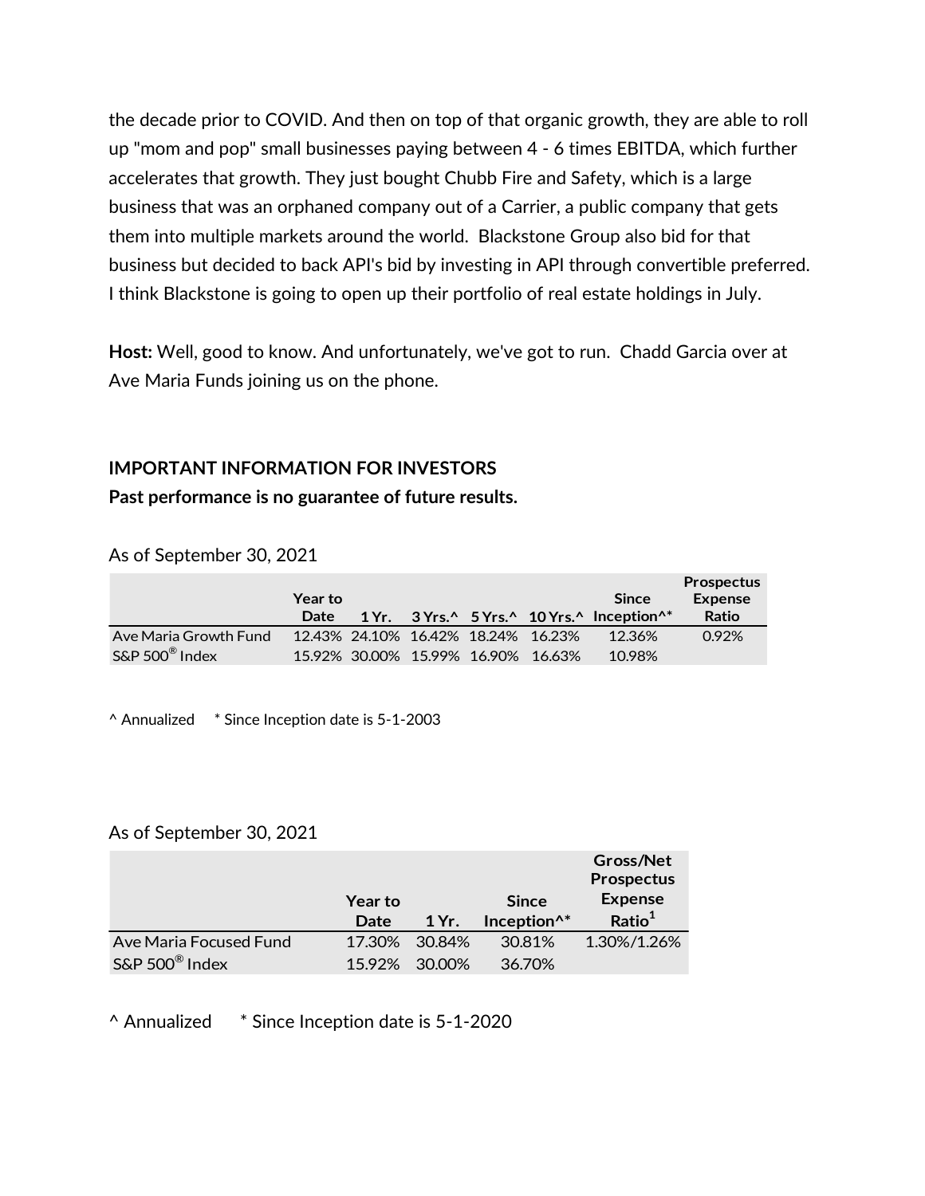the decade prior to COVID. And then on top of that organic growth, they are able to roll up "mom and pop" small businesses paying between 4 - 6 times EBITDA, which further accelerates that growth. They just bought Chubb Fire and Safety, which is a large business that was an orphaned company out of a Carrier, a public company that gets them into multiple markets around the world. Blackstone Group also bid for that business but decided to back API's bid by investing in API through convertible preferred. I think Blackstone is going to open up their portfolio of real estate holdings in July.

**Host:** Well, good to know. And unfortunately, we've got to run. Chadd Garcia over at Ave Maria Funds joining us on the phone.

## IMPORTANT INFORMATION FOR INVESTORS

**Past performance is no guarantee of future results.**

As of September 30, 2021

| | Year to Date | 1 Yr. | 3 Yrs.^ | 5 Yrs.^ | 10 Yrs.^ | Since Inception^* | Prospectus Expense Ratio |
|---|---|---|---|---|---|---|---|
| Ave Maria Growth Fund | 12.43% | 24.10% | 16.42% | 18.24% | 16.23% | 12.36% | 0.92% |
| S&P 500® Index | 15.92% | 30.00% | 15.99% | 16.90% | 16.63% | 10.98% | |

^ Annualized  * Since Inception date is 5-1-2003

As of September 30, 2021

| | Year to Date | 1 Yr. | Since Inception^* | Gross/Net Prospectus Expense Ratio[1] |
|---|---|---|---|---|
| Ave Maria Focused Fund | 17.30% | 30.84% | 30.81% | 1.30%/1.26% |
| S&P 500® Index | 15.92% | 30.00% | 36.70% | |

^ Annualized  * Since Inception date is 5-1-2020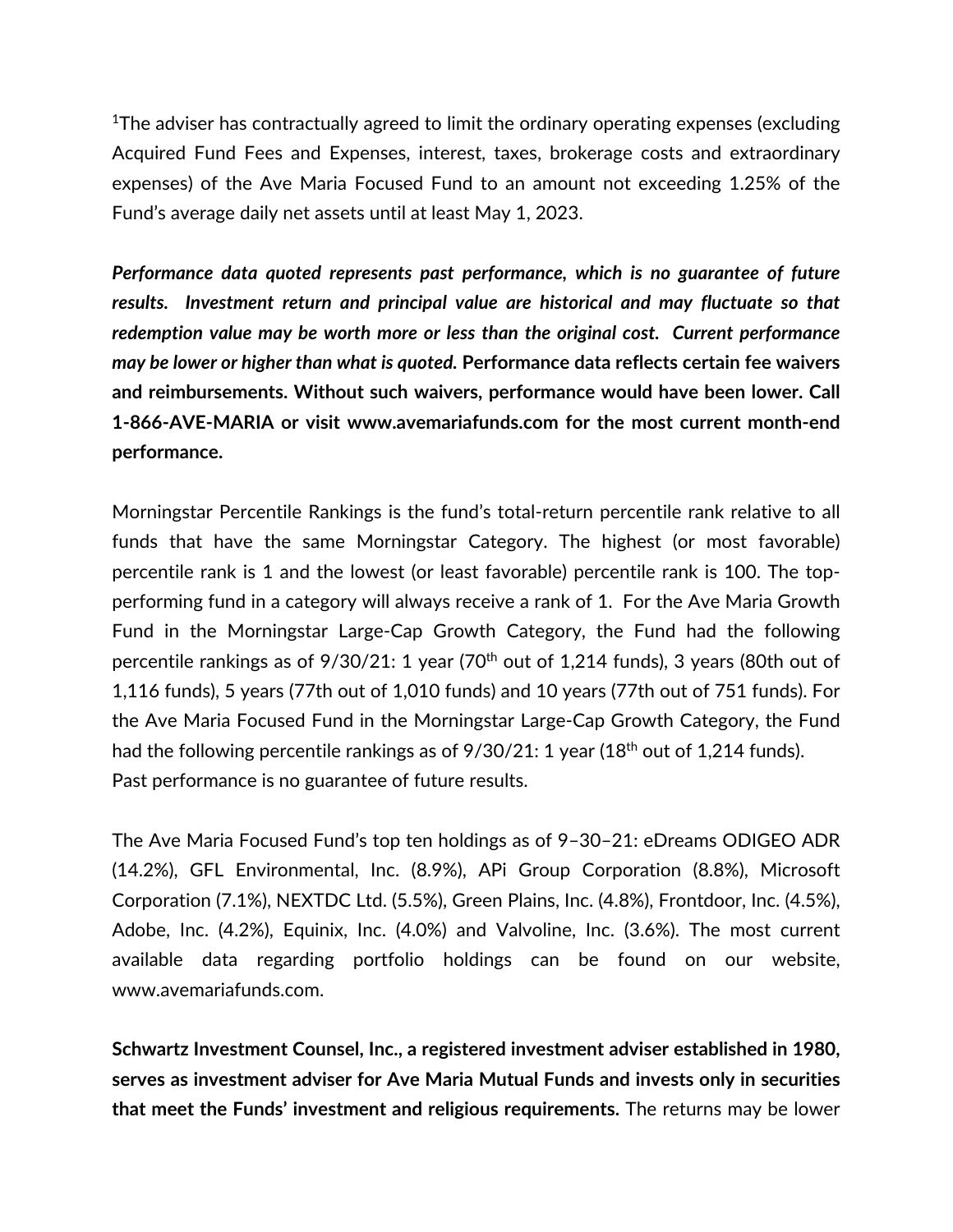[1]The adviser has contractually agreed to limit the ordinary operating expenses (excluding Acquired Fund Fees and Expenses, interest, taxes, brokerage costs and extraordinary expenses) of the Ave Maria Focused Fund to an amount not exceeding 1.25% of the Fund's average daily net assets until at least May 1, 2023.

***Performance data quoted represents past performance, which is no guarantee of future results. Investment return and principal value are historical and may fluctuate so that redemption value may be worth more or less than the original cost. Current performance may be lower or higher than what is quoted.*** **Performance data reflects certain fee waivers and reimbursements. Without such waivers, performance would have been lower. Call 1-866-AVE-MARIA or visit www.avemariafunds.com for the most current month-end performance.**

Morningstar Percentile Rankings is the fund's total-return percentile rank relative to all funds that have the same Morningstar Category. The highest (or most favorable) percentile rank is 1 and the lowest (or least favorable) percentile rank is 100. The top-performing fund in a category will always receive a rank of 1. For the Ave Maria Growth Fund in the Morningstar Large-Cap Growth Category, the Fund had the following percentile rankings as of 9/30/21: 1 year (70th out of 1,214 funds), 3 years (80th out of 1,116 funds), 5 years (77th out of 1,010 funds) and 10 years (77th out of 751 funds). For the Ave Maria Focused Fund in the Morningstar Large-Cap Growth Category, the Fund had the following percentile rankings as of 9/30/21: 1 year (18th out of 1,214 funds). Past performance is no guarantee of future results.

The Ave Maria Focused Fund's top ten holdings as of 9–30–21: eDreams ODIGEO ADR (14.2%), GFL Environmental, Inc. (8.9%), APi Group Corporation (8.8%), Microsoft Corporation (7.1%), NEXTDC Ltd. (5.5%), Green Plains, Inc. (4.8%), Frontdoor, Inc. (4.5%), Adobe, Inc. (4.2%), Equinix, Inc. (4.0%) and Valvoline, Inc. (3.6%). The most current available data regarding portfolio holdings can be found on our website, www.avemariafunds.com.

**Schwartz Investment Counsel, Inc., a registered investment adviser established in 1980, serves as investment adviser for Ave Maria Mutual Funds and invests only in securities that meet the Funds' investment and religious requirements.** The returns may be lower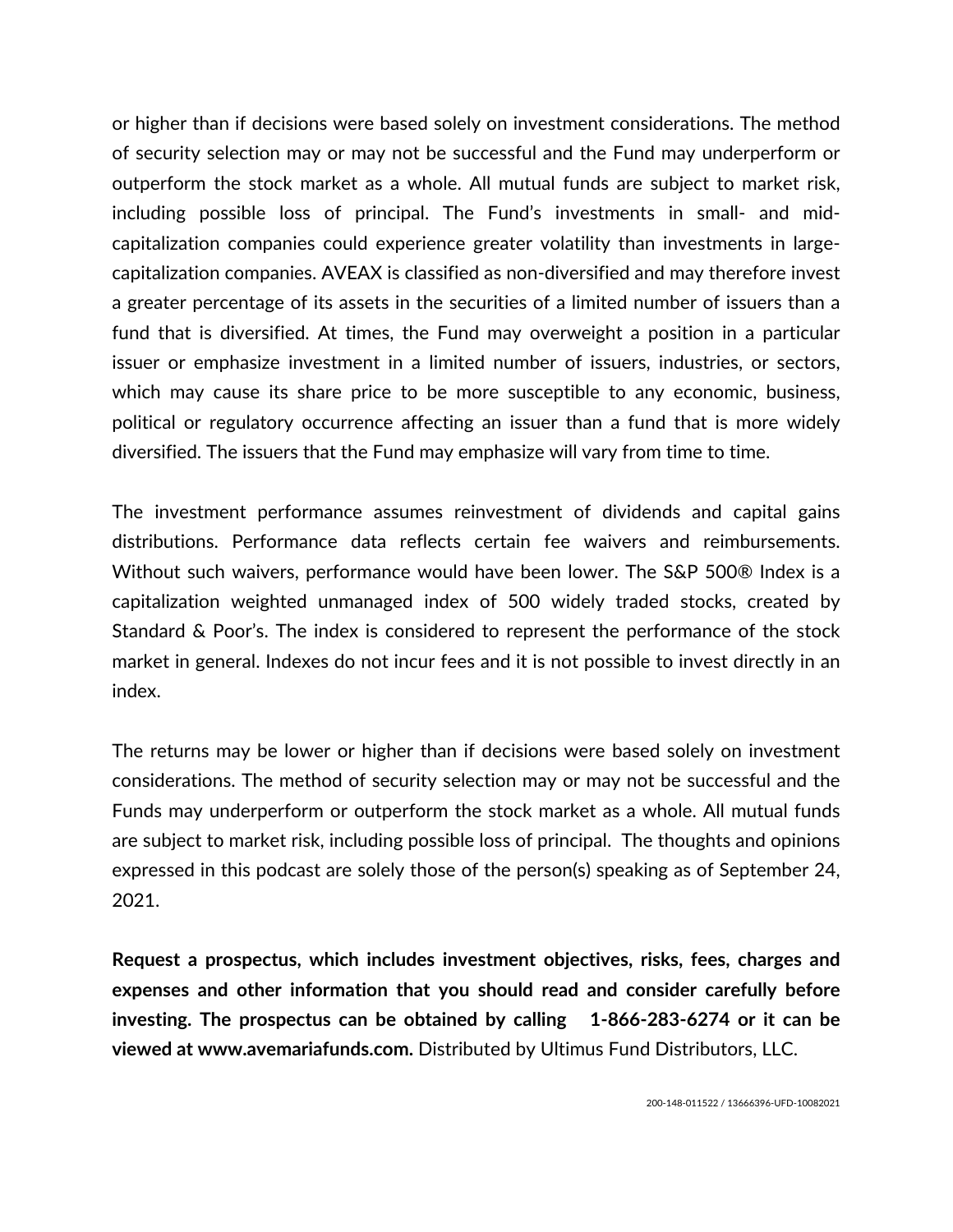or higher than if decisions were based solely on investment considerations. The method of security selection may or may not be successful and the Fund may underperform or outperform the stock market as a whole. All mutual funds are subject to market risk, including possible loss of principal. The Fund's investments in small- and mid-capitalization companies could experience greater volatility than investments in large-capitalization companies. AVEAX is classified as non-diversified and may therefore invest a greater percentage of its assets in the securities of a limited number of issuers than a fund that is diversified. At times, the Fund may overweight a position in a particular issuer or emphasize investment in a limited number of issuers, industries, or sectors, which may cause its share price to be more susceptible to any economic, business, political or regulatory occurrence affecting an issuer than a fund that is more widely diversified. The issuers that the Fund may emphasize will vary from time to time.

The investment performance assumes reinvestment of dividends and capital gains distributions. Performance data reflects certain fee waivers and reimbursements. Without such waivers, performance would have been lower. The S&P 500® Index is a capitalization weighted unmanaged index of 500 widely traded stocks, created by Standard & Poor's. The index is considered to represent the performance of the stock market in general. Indexes do not incur fees and it is not possible to invest directly in an index.

The returns may be lower or higher than if decisions were based solely on investment considerations. The method of security selection may or may not be successful and the Funds may underperform or outperform the stock market as a whole. All mutual funds are subject to market risk, including possible loss of principal. The thoughts and opinions expressed in this podcast are solely those of the person(s) speaking as of September 24, 2021.

**Request a prospectus, which includes investment objectives, risks, fees, charges and expenses and other information that you should read and consider carefully before investing. The prospectus can be obtained by calling 1-866-283-6274 or it can be viewed at www.avemariafunds.com.** Distributed by Ultimus Fund Distributors, LLC.

200-148-011522 / 13666396-UFD-10082021